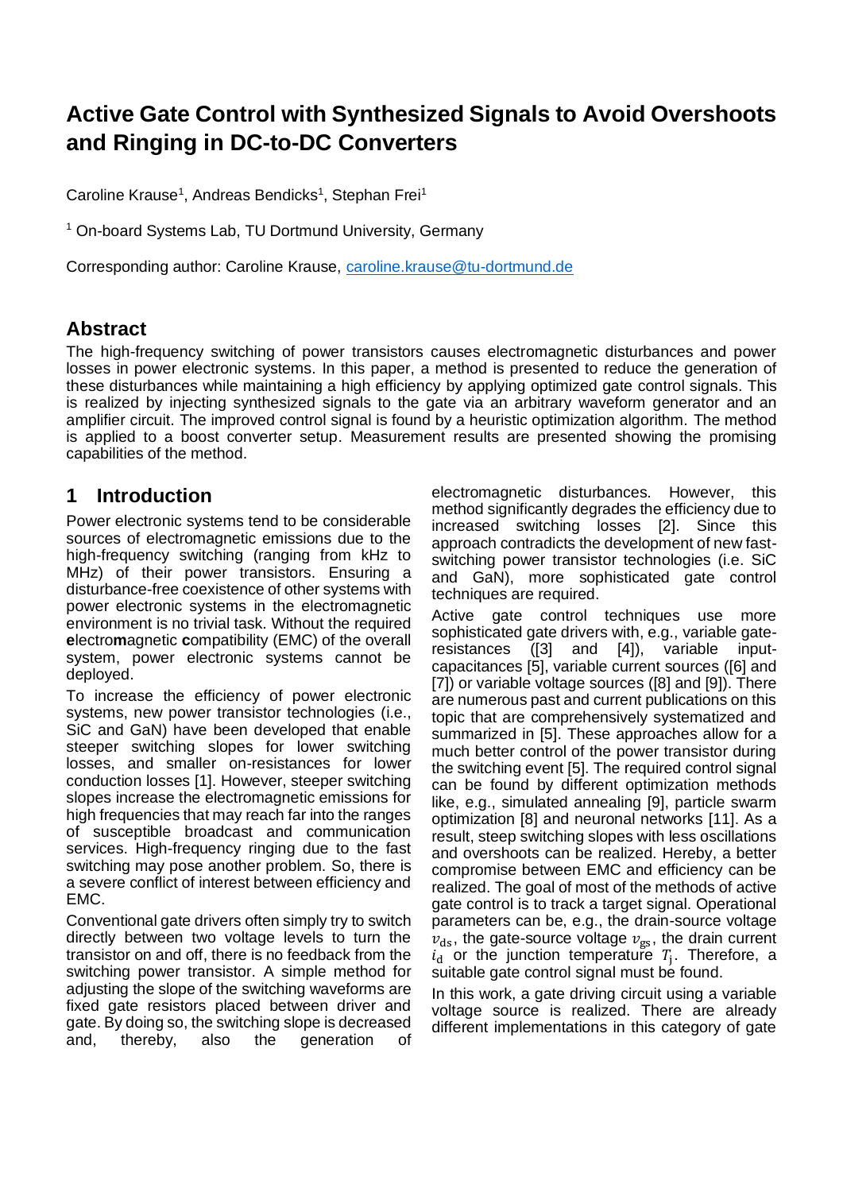# Active Gate Control with Synthesized Signals to Avoid Overshoots and Ringing in DC-to-DC Converters

Caroline Krause[1], Andreas Bendicks[1], Stephan Frei[1]

[1] On-board Systems Lab, TU Dortmund University, Germany

Corresponding author: Caroline Krause, caroline.krause@tu-dortmund.de

## Abstract

The high-frequency switching of power transistors causes electromagnetic disturbances and power losses in power electronic systems. In this paper, a method is presented to reduce the generation of these disturbances while maintaining a high efficiency by applying optimized gate control signals. This is realized by injecting synthesized signals to the gate via an arbitrary waveform generator and an amplifier circuit. The improved control signal is found by a heuristic optimization algorithm. The method is applied to a boost converter setup. Measurement results are presented showing the promising capabilities of the method.

## 1 Introduction

Power electronic systems tend to be considerable sources of electromagnetic emissions due to the high-frequency switching (ranging from kHz to MHz) of their power transistors. Ensuring a disturbance-free coexistence of other systems with power electronic systems in the electromagnetic environment is no trivial task. Without the required **e**lectro**m**agnetic **c**ompatibility (EMC) of the overall system, power electronic systems cannot be deployed.

To increase the efficiency of power electronic systems, new power transistor technologies (i.e., SiC and GaN) have been developed that enable steeper switching slopes for lower switching losses, and smaller on-resistances for lower conduction losses [1]. However, steeper switching slopes increase the electromagnetic emissions for high frequencies that may reach far into the ranges of susceptible broadcast and communication services. High-frequency ringing due to the fast switching may pose another problem. So, there is a severe conflict of interest between efficiency and EMC.

Conventional gate drivers often simply try to switch directly between two voltage levels to turn the transistor on and off, there is no feedback from the switching power transistor. A simple method for adjusting the slope of the switching waveforms are fixed gate resistors placed between driver and gate. By doing so, the switching slope is decreased and, thereby, also the generation of electromagnetic disturbances. However, this method significantly degrades the efficiency due to increased switching losses [2]. Since this approach contradicts the development of new fast-switching power transistor technologies (i.e. SiC and GaN), more sophisticated gate control techniques are required.

Active gate control techniques use more sophisticated gate drivers with, e.g., variable gate-resistances ([3] and [4]), variable input-capacitances [5], variable current sources ([6] and [7]) or variable voltage sources ([8] and [9]). There are numerous past and current publications on this topic that are comprehensively systematized and summarized in [5]. These approaches allow for a much better control of the power transistor during the switching event [5]. The required control signal can be found by different optimization methods like, e.g., simulated annealing [9], particle swarm optimization [8] and neuronal networks [11]. As a result, steep switching slopes with less oscillations and overshoots can be realized. Hereby, a better compromise between EMC and efficiency can be realized. The goal of most of the methods of active gate control is to track a target signal. Operational parameters can be, e.g., the drain-source voltage $v_{\mathrm{ds}}$, the gate-source voltage $v_{\mathrm{gs}}$, the drain current $i_{\mathrm{d}}$ or the junction temperature $T_{\mathrm{j}}$. Therefore, a suitable gate control signal must be found.

In this work, a gate driving circuit using a variable voltage source is realized. There are already different implementations in this category of gate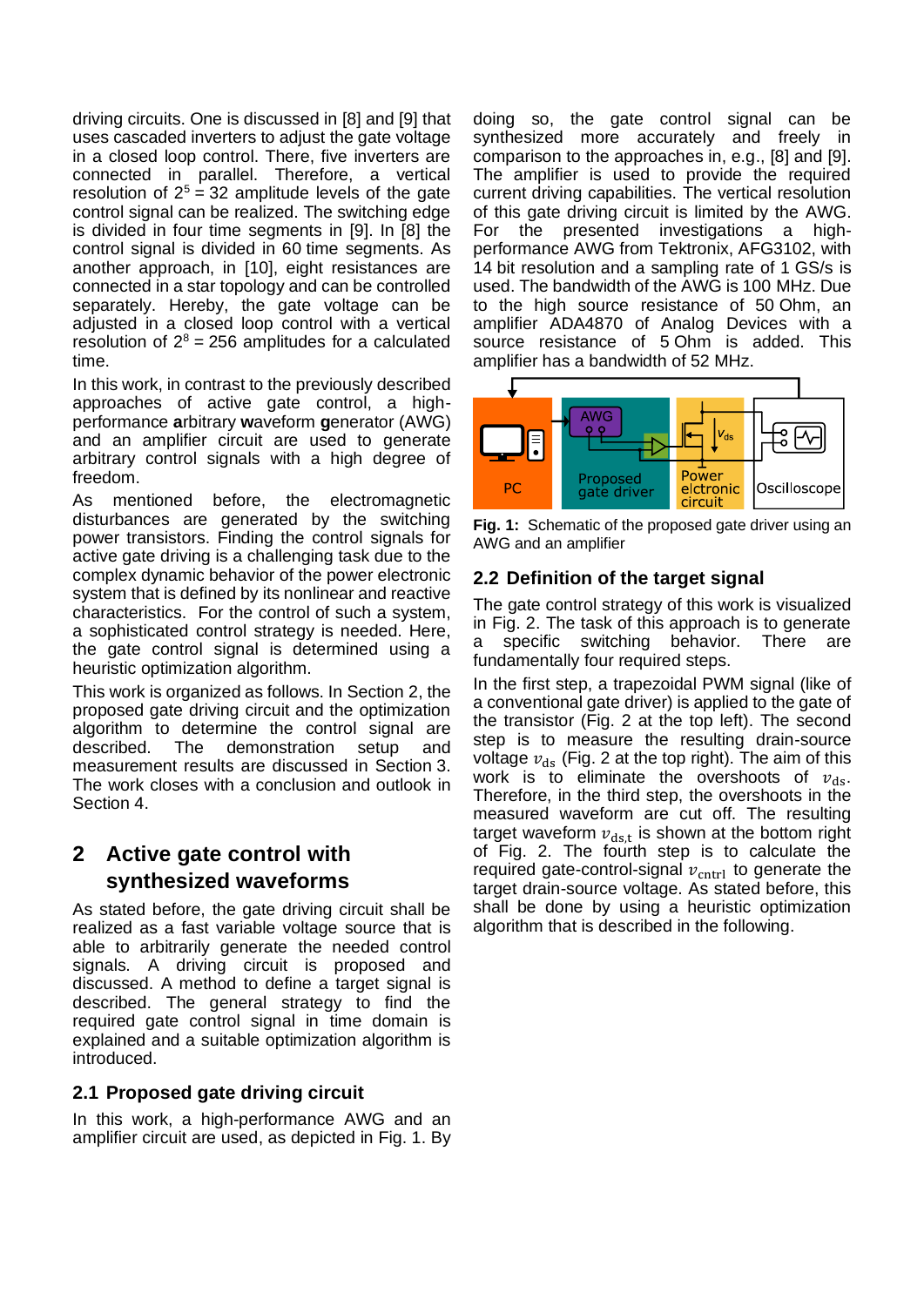driving circuits. One is discussed in [8] and [9] that uses cascaded inverters to adjust the gate voltage in a closed loop control. There, five inverters are connected in parallel. Therefore, a vertical resolution of $2^5 = 32$ amplitude levels of the gate control signal can be realized. The switching edge is divided in four time segments in [9]. In [8] the control signal is divided in 60 time segments. As another approach, in [10], eight resistances are connected in a star topology and can be controlled separately. Hereby, the gate voltage can be adjusted in a closed loop control with a vertical resolution of $2^8 = 256$ amplitudes for a calculated time.

In this work, in contrast to the previously described approaches of active gate control, a high-performance **a**rbitrary **w**aveform **g**enerator (AWG) and an amplifier circuit are used to generate arbitrary control signals with a high degree of freedom.

As mentioned before, the electromagnetic disturbances are generated by the switching power transistors. Finding the control signals for active gate driving is a challenging task due to the complex dynamic behavior of the power electronic system that is defined by its nonlinear and reactive characteristics. For the control of such a system, a sophisticated control strategy is needed. Here, the gate control signal is determined using a heuristic optimization algorithm.

This work is organized as follows. In Section 2, the proposed gate driving circuit and the optimization algorithm to determine the control signal are described. The demonstration setup and measurement results are discussed in Section 3. The work closes with a conclusion and outlook in Section 4.

# 2 Active gate control with synthesized waveforms

As stated before, the gate driving circuit shall be realized as a fast variable voltage source that is able to arbitrarily generate the needed control signals. A driving circuit is proposed and discussed. A method to define a target signal is described. The general strategy to find the required gate control signal in time domain is explained and a suitable optimization algorithm is introduced.

## 2.1 Proposed gate driving circuit

In this work, a high-performance AWG and an amplifier circuit are used, as depicted in Fig. 1. By doing so, the gate control signal can be synthesized more accurately and freely in comparison to the approaches in, e.g., [8] and [9]. The amplifier is used to provide the required current driving capabilities. The vertical resolution of this gate driving circuit is limited by the AWG. For the presented investigations a high-performance AWG from Tektronix, AFG3102, with 14 bit resolution and a sampling rate of 1 GS/s is used. The bandwidth of the AWG is 100 MHz. Due to the high source resistance of 50 Ohm, an amplifier ADA4870 of Analog Devices with a source resistance of 5 Ohm is added. This amplifier has a bandwidth of 52 MHz.

PC

AWG

Proposed gate driver

$v_{ds}$

Power elctronic circuit

Oscilloscope

**Fig. 1:** Schematic of the proposed gate driver using an AWG and an amplifier

## 2.2 Definition of the target signal

The gate control strategy of this work is visualized in Fig. 2. The task of this approach is to generate a specific switching behavior. There are fundamentally four required steps.

In the first step, a trapezoidal PWM signal (like of a conventional gate driver) is applied to the gate of the transistor (Fig. 2 at the top left). The second step is to measure the resulting drain-source voltage $v_{\mathrm{ds}}$ (Fig. 2 at the top right). The aim of this work is to eliminate the overshoots of $v_{\mathrm{ds}}$. Therefore, in the third step, the overshoots in the measured waveform are cut off. The resulting target waveform $v_{\mathrm{ds,t}}$ is shown at the bottom right of Fig. 2. The fourth step is to calculate the required gate-control-signal $v_{\mathrm{cntrl}}$ to generate the target drain-source voltage. As stated before, this shall be done by using a heuristic optimization algorithm that is described in the following.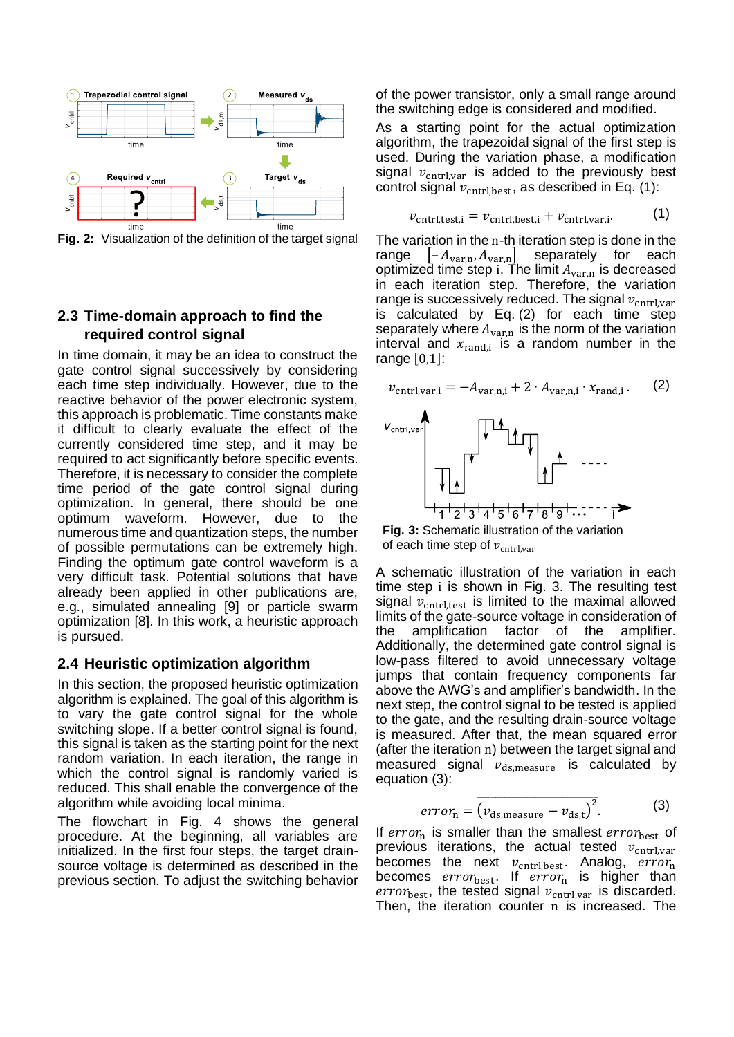1 Trapezodial control signal

$v_{cntrl}$

time

2 Measured $v_{ds}$

$v_{ds,m}$

time

3 Target $v_{ds}$

$v_{ds,t}$

time

4 Required $v_{cntrl}$

$v_{cntrl}$

?

time

**Fig. 2:** Visualization of the definition of the target signal

## 2.3 Time-domain approach to find the required control signal

In time domain, it may be an idea to construct the gate control signal successively by considering each time step individually. However, due to the reactive behavior of the power electronic system, this approach is problematic. Time constants make it difficult to clearly evaluate the effect of the currently considered time step, and it may be required to act significantly before specific events. Therefore, it is necessary to consider the complete time period of the gate control signal during optimization. In general, there should be one optimum waveform. However, due to the numerous time and quantization steps, the number of possible permutations can be extremely high. Finding the optimum gate control waveform is a very difficult task. Potential solutions that have already been applied in other publications are, e.g., simulated annealing [9] or particle swarm optimization [8]. In this work, a heuristic approach is pursued.

## 2.4 Heuristic optimization algorithm

In this section, the proposed heuristic optimization algorithm is explained. The goal of this algorithm is to vary the gate control signal for the whole switching slope. If a better control signal is found, this signal is taken as the starting point for the next random variation. In each iteration, the range in which the control signal is randomly varied is reduced. This shall enable the convergence of the algorithm while avoiding local minima.

The flowchart in Fig. 4 shows the general procedure. At the beginning, all variables are initialized. In the first four steps, the target drain-source voltage is determined as described in the previous section. To adjust the switching behavior of the power transistor, only a small range around the switching edge is considered and modified.

As a starting point for the actual optimization algorithm, the trapezoidal signal of the first step is used. During the variation phase, a modification signal $v_{\mathrm{cntrl,var}}$ is added to the previously best control signal $v_{\mathrm{cntrl,best}}$, as described in Eq. (1):

$$v_{\mathrm{cntrl,test,i}} = v_{\mathrm{cntrl,best,i}} + v_{\mathrm{cntrl,var,i}}. \qquad (1)$$

The variation in the n-th iteration step is done in the range $[-A_{\mathrm{var,n}}, A_{\mathrm{var,n}}]$ separately for each optimized time step i. The limit $A_{\mathrm{var,n}}$ is decreased in each iteration step. Therefore, the variation range is successively reduced. The signal $v_{\mathrm{cntrl,var}}$ is calculated by Eq. (2) for each time step separately where $A_{\mathrm{var,n}}$ is the norm of the variation interval and $x_{\mathrm{rand,i}}$ is a random number in the range $[0,1]$:

$$v_{\mathrm{cntrl,var,i}} = -A_{\mathrm{var,n,i}} + 2 \cdot A_{\mathrm{var,n,i}} \cdot x_{\mathrm{rand,i}}. \qquad (2)$$

$v_{cntrl,var}$

1 2 3 4 5 6 7 8 9 ... i

**Fig. 3:** Schematic illustration of the variation of each time step of $v_{\mathrm{cntrl,var}}$

A schematic illustration of the variation in each time step i is shown in Fig. 3. The resulting test signal $v_{\mathrm{cntrl,test}}$ is limited to the maximal allowed limits of the gate-source voltage in consideration of the amplification factor of the amplifier. Additionally, the determined gate control signal is low-pass filtered to avoid unnecessary voltage jumps that contain frequency components far above the AWG's and amplifier's bandwidth. In the next step, the control signal to be tested is applied to the gate, and the resulting drain-source voltage is measured. After that, the mean squared error (after the iteration n) between the target signal and measured signal $v_{\mathrm{ds,measure}}$ is calculated by equation (3):

$$error_{\mathrm{n}} = \overline{\left(v_{\mathrm{ds,measure}} - v_{\mathrm{ds,t}}\right)^2}. \qquad (3)$$

If $error_{\mathrm{n}}$ is smaller than the smallest $error_{\mathrm{best}}$ of previous iterations, the actual tested $v_{\mathrm{cntrl,var}}$ becomes the next $v_{\mathrm{cntrl,best}}$. Analog, $error_{\mathrm{n}}$ becomes $error_{\mathrm{best}}$. If $error_{\mathrm{n}}$ is higher than $error_{\mathrm{best}}$, the tested signal $v_{\mathrm{cntrl,var}}$ is discarded. Then, the iteration counter n is increased. The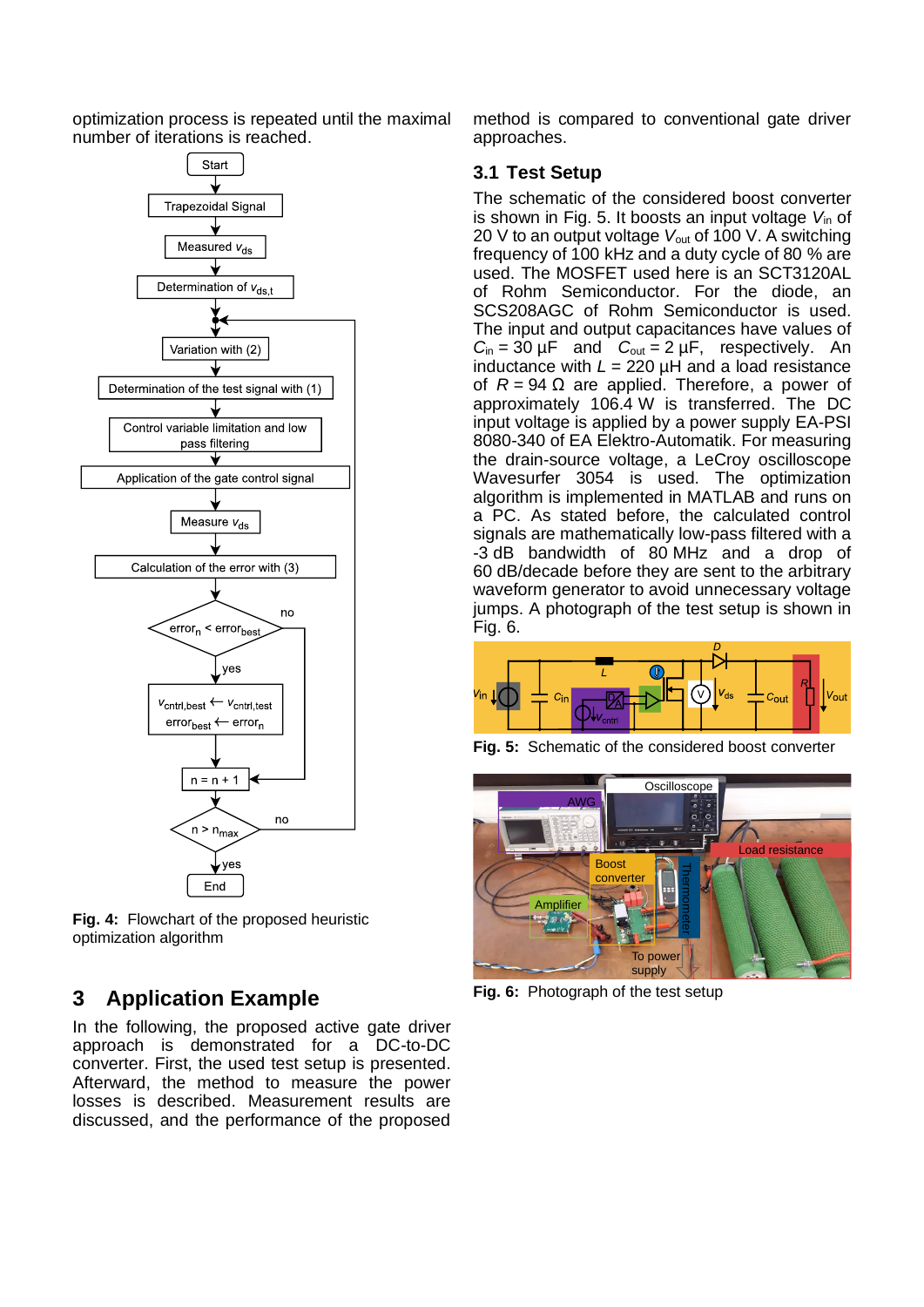optimization process is repeated until the maximal number of iterations is reached.

Start

Trapezoidal Signal

Measured $v_{ds}$

Determination of $v_{ds,t}$

Variation with (2)

Determination of the test signal with (1)

Control variable limitation and low pass filtering

Application of the gate control signal

Measure $v_{ds}$

Calculation of the error with (3)

$error_n < error_{best}$

no

yes

$v_{cntrl,best} \leftarrow v_{cntrl,test}$

$error_{best} \leftarrow error_n$

n = n + 1

$n > n_{max}$

no

yes

End

**Fig. 4:** Flowchart of the proposed heuristic optimization algorithm

# 3 Application Example

In the following, the proposed active gate driver approach is demonstrated for a DC-to-DC converter. First, the used test setup is presented. Afterward, the method to measure the power losses is described. Measurement results are discussed, and the performance of the proposed method is compared to conventional gate driver approaches.

## 3.1 Test Setup

The schematic of the considered boost converter is shown in Fig. 5. It boosts an input voltage $V_{in}$ of 20 V to an output voltage $V_{out}$ of 100 V. A switching frequency of 100 kHz and a duty cycle of 80 % are used. The MOSFET used here is an SCT3120AL of Rohm Semiconductor. For the diode, an SCS208AGC of Rohm Semiconductor is used. The input and output capacitances have values of $C_{in}$ = 30 µF and $C_{out}$ = 2 µF, respectively. An inductance with $L$ = 220 µH and a load resistance of $R$ = 94 Ω are applied. Therefore, a power of approximately 106.4 W is transferred. The DC input voltage is applied by a power supply EA-PSI 8080-340 of EA Elektro-Automatik. For measuring the drain-source voltage, a LeCroy oscilloscope Wavesurfer 3054 is used. The optimization algorithm is implemented in MATLAB and runs on a PC. As stated before, the calculated control signals are mathematically low-pass filtered with a -3 dB bandwidth of 80 MHz and a drop of 60 dB/decade before they are sent to the arbitrary waveform generator to avoid unnecessary voltage jumps. A photograph of the test setup is shown in Fig. 6.

$V_{in}$

$C_{in}$

$L$

$v_{cntrl}$

$D$

$v_{ds}$

$C_{out}$

$R$

$V_{out}$

**Fig. 5:** Schematic of the considered boost converter

AWG

Oscilloscope

Load resistance

Boost converter

Thermometer

Amplifier

To power supply

**Fig. 6:** Photograph of the test setup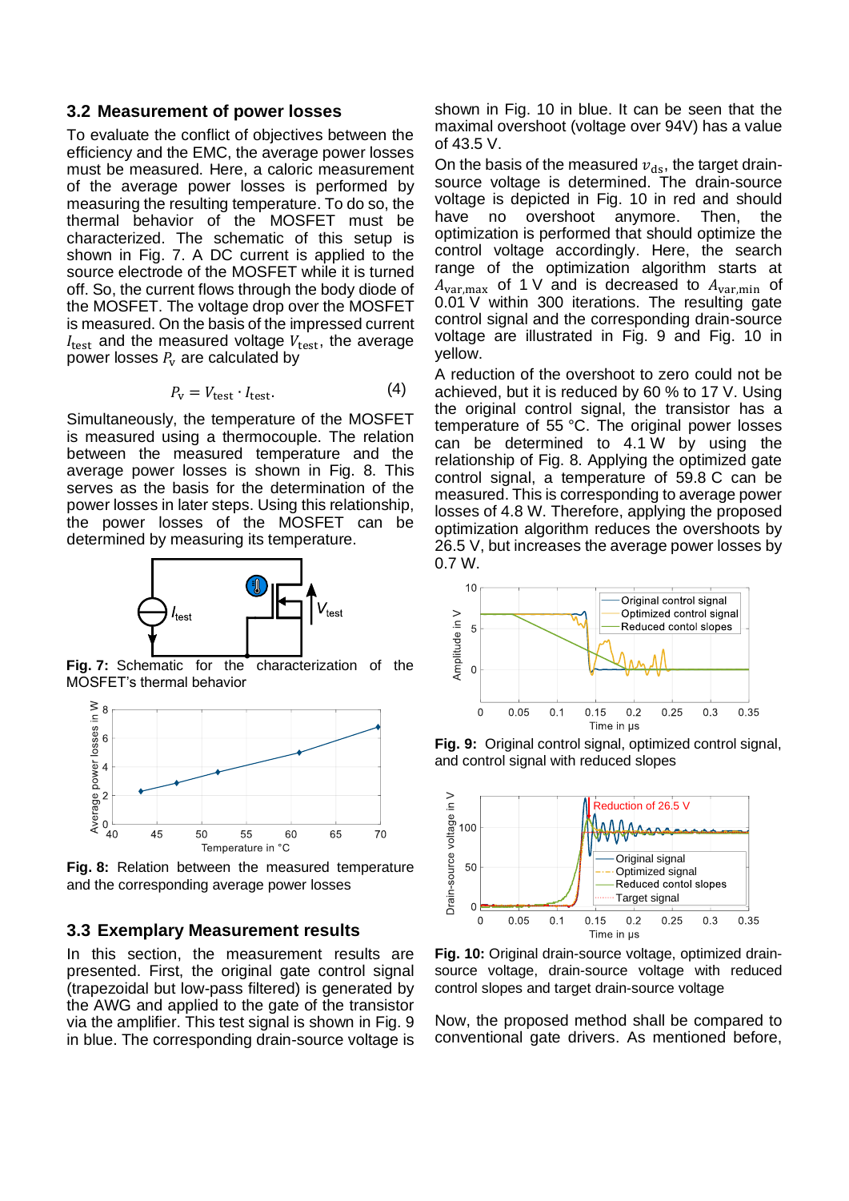### 3.2 Measurement of power losses

To evaluate the conflict of objectives between the efficiency and the EMC, the average power losses must be measured. Here, a caloric measurement of the average power losses is performed by measuring the resulting temperature. To do so, the thermal behavior of the MOSFET must be characterized. The schematic of this setup is shown in Fig. 7. A DC current is applied to the source electrode of the MOSFET while it is turned off. So, the current flows through the body diode of the MOSFET. The voltage drop over the MOSFET is measured. On the basis of the impressed current $I_{\text{test}}$ and the measured voltage $V_{\text{test}}$, the average power losses $P_{\text{v}}$ are calculated by

$$P_{\text{v}} = V_{\text{test}} \cdot I_{\text{test}}. \tag{4}$$

Simultaneously, the temperature of the MOSFET is measured using a thermocouple. The relation between the measured temperature and the average power losses is shown in Fig. 8. This serves as the basis for the determination of the power losses in later steps. Using this relationship, the power losses of the MOSFET can be determined by measuring its temperature.

$I_{\text{test}}$
$V_{\text{test}}$

**Fig. 7:** Schematic for the characterization of the MOSFET's thermal behavior

Average power losses in W
0
2
4
6
8
40
45
50
55
60
65
70
Temperature in °C

**Fig. 8:** Relation between the measured temperature and the corresponding average power losses

### 3.3 Exemplary Measurement results

In this section, the measurement results are presented. First, the original gate control signal (trapezoidal but low-pass filtered) is generated by the AWG and applied to the gate of the transistor via the amplifier. This test signal is shown in Fig. 9 in blue. The corresponding drain-source voltage is shown in Fig. 10 in blue. It can be seen that the maximal overshoot (voltage over 94V) has a value of 43.5 V.

On the basis of the measured $v_{\text{ds}}$, the target drain-source voltage is determined. The drain-source voltage is depicted in Fig. 10 in red and should have no overshoot anymore. Then, the optimization is performed that should optimize the control voltage accordingly. Here, the search range of the optimization algorithm starts at $A_{\text{var,max}}$ of 1 V and is decreased to $A_{\text{var,min}}$ of 0.01 V within 300 iterations. The resulting gate control signal and the corresponding drain-source voltage are illustrated in Fig. 9 and Fig. 10 in yellow.

A reduction of the overshoot to zero could not be achieved, but it is reduced by 60 % to 17 V. Using the original control signal, the transistor has a temperature of 55 °C. The original power losses can be determined to 4.1 W by using the relationship of Fig. 8. Applying the optimized gate control signal, a temperature of 59.8 C can be measured. This is corresponding to average power losses of 4.8 W. Therefore, applying the proposed optimization algorithm reduces the overshoots by 26.5 V, but increases the average power losses by 0.7 W.

Amplitude in V
10
5
0
0
0.05
0.1
0.15
0.2
0.25
0.3
0.35
Time in µs
Original control signal
Optimized control signal
Reduced contol slopes

**Fig. 9:** Original control signal, optimized control signal, and control signal with reduced slopes

Drain-source voltage in V
100
50
0
0
0.05
0.1
0.15
0.2
0.25
0.3
0.35
Time in µs
Reduction of 26.5 V
Original signal
Optimized signal
Reduced contol slopes
Target signal

**Fig. 10:** Original drain-source voltage, optimized drain-source voltage, drain-source voltage with reduced control slopes and target drain-source voltage

Now, the proposed method shall be compared to conventional gate drivers. As mentioned before,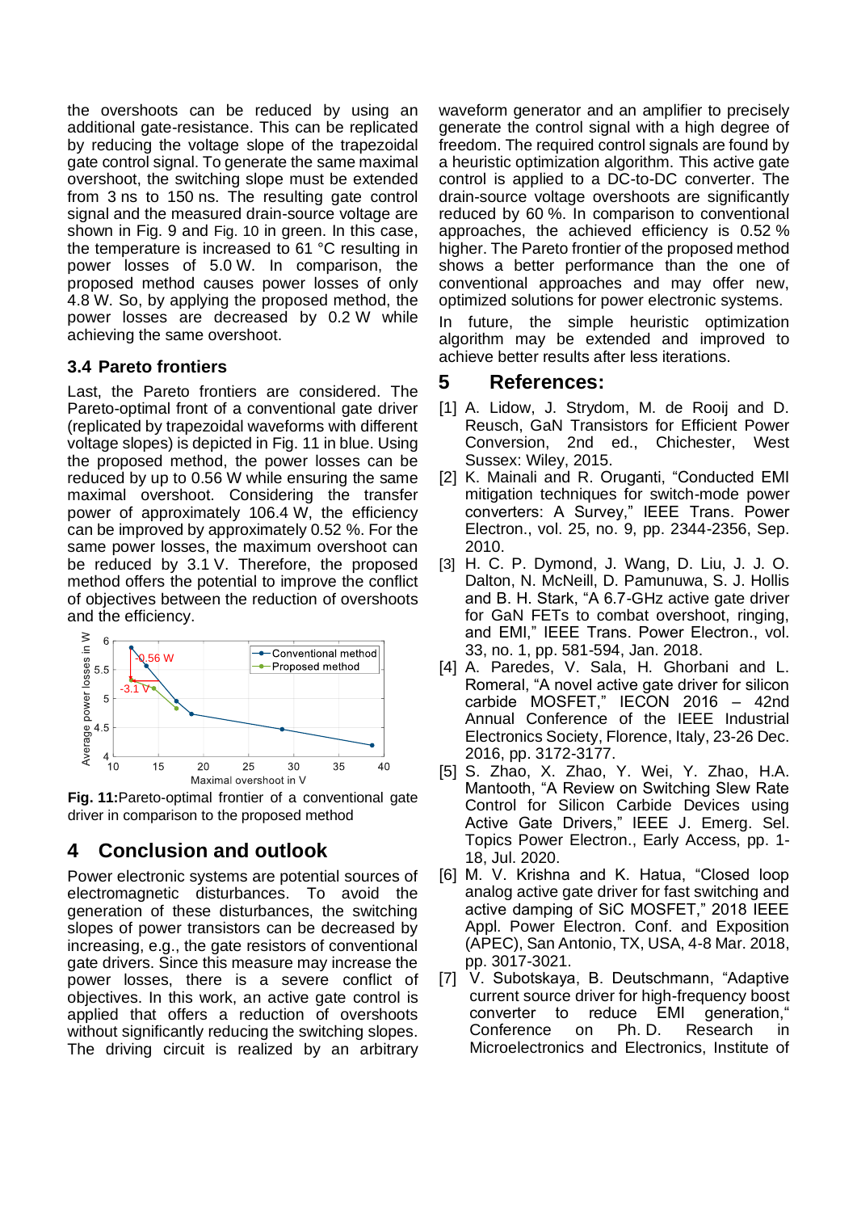the overshoots can be reduced by using an additional gate-resistance. This can be replicated by reducing the voltage slope of the trapezoidal gate control signal. To generate the same maximal overshoot, the switching slope must be extended from 3 ns to 150 ns. The resulting gate control signal and the measured drain-source voltage are shown in Fig. 9 and Fig. 10 in green. In this case, the temperature is increased to 61 °C resulting in power losses of 5.0 W. In comparison, the proposed method causes power losses of only 4.8 W. So, by applying the proposed method, the power losses are decreased by 0.2 W while achieving the same overshoot.

### 3.4 Pareto frontiers

Last, the Pareto frontiers are considered. The Pareto-optimal front of a conventional gate driver (replicated by trapezoidal waveforms with different voltage slopes) is depicted in Fig. 11 in blue. Using the proposed method, the power losses can be reduced by up to 0.56 W while ensuring the same maximal overshoot. Considering the transfer power of approximately 106.4 W, the efficiency can be improved by approximately 0.52 %. For the same power losses, the maximum overshoot can be reduced by 3.1 V. Therefore, the proposed method offers the potential to improve the conflict of objectives between the reduction of overshoots and the efficiency.

Average power losses in W
6
5.5
5
4.5
4
10 15 20 25 30 35 40
Maximal overshoot in V
-0.56 W
-3.1 V
Conventional method
Proposed method

**Fig. 11:** Pareto-optimal frontier of a conventional gate driver in comparison to the proposed method

## 4 Conclusion and outlook

Power electronic systems are potential sources of electromagnetic disturbances. To avoid the generation of these disturbances, the switching slopes of power transistors can be decreased by increasing, e.g., the gate resistors of conventional gate drivers. Since this measure may increase the power losses, there is a severe conflict of objectives. In this work, an active gate control is applied that offers a reduction of overshoots without significantly reducing the switching slopes. The driving circuit is realized by an arbitrary waveform generator and an amplifier to precisely generate the control signal with a high degree of freedom. The required control signals are found by a heuristic optimization algorithm. This active gate control is applied to a DC-to-DC converter. The drain-source voltage overshoots are significantly reduced by 60 %. In comparison to conventional approaches, the achieved efficiency is 0.52 % higher. The Pareto frontier of the proposed method shows a better performance than the one of conventional approaches and may offer new, optimized solutions for power electronic systems.

In future, the simple heuristic optimization algorithm may be extended and improved to achieve better results after less iterations.

## 5 References:

[1] A. Lidow, J. Strydom, M. de Rooij and D. Reusch, GaN Transistors for Efficient Power Conversion, 2nd ed., Chichester, West Sussex: Wiley, 2015.

[2] K. Mainali and R. Oruganti, “Conducted EMI mitigation techniques for switch-mode power converters: A Survey,” IEEE Trans. Power Electron., vol. 25, no. 9, pp. 2344-2356, Sep. 2010.

[3] H. C. P. Dymond, J. Wang, D. Liu, J. J. O. Dalton, N. McNeill, D. Pamunuwa, S. J. Hollis and B. H. Stark, “A 6.7-GHz active gate driver for GaN FETs to combat overshoot, ringing, and EMI,” IEEE Trans. Power Electron., vol. 33, no. 1, pp. 581-594, Jan. 2018.

[4] A. Paredes, V. Sala, H. Ghorbani and L. Romeral, “A novel active gate driver for silicon carbide MOSFET,” IECON 2016 – 42nd Annual Conference of the IEEE Industrial Electronics Society, Florence, Italy, 23-26 Dec. 2016, pp. 3172-3177.

[5] S. Zhao, X. Zhao, Y. Wei, Y. Zhao, H.A. Mantooth, “A Review on Switching Slew Rate Control for Silicon Carbide Devices using Active Gate Drivers,” IEEE J. Emerg. Sel. Topics Power Electron., Early Access, pp. 1-18, Jul. 2020.

[6] M. V. Krishna and K. Hatua, “Closed loop analog active gate driver for fast switching and active damping of SiC MOSFET,” 2018 IEEE Appl. Power Electron. Conf. and Exposition (APEC), San Antonio, TX, USA, 4-8 Mar. 2018, pp. 3017-3021.

[7] V. Subotskaya, B. Deutschmann, “Adaptive current source driver for high-frequency boost converter to reduce EMI generation,“ Conference on Ph. D. Research in Microelectronics and Electronics, Institute of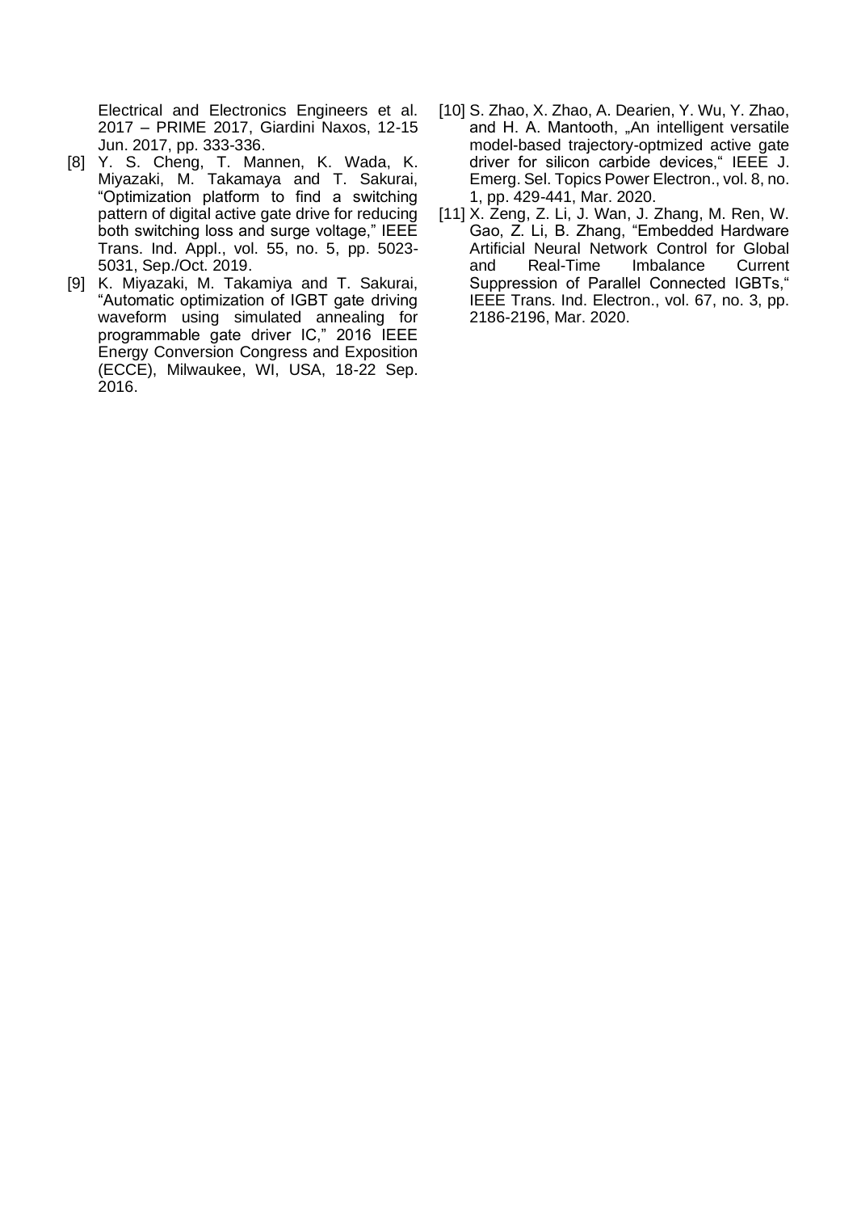Electrical and Electronics Engineers et al. 2017 – PRIME 2017, Giardini Naxos, 12-15 Jun. 2017, pp. 333-336.

[8] Y. S. Cheng, T. Mannen, K. Wada, K. Miyazaki, M. Takamaya and T. Sakurai, “Optimization platform to find a switching pattern of digital active gate drive for reducing both switching loss and surge voltage,” IEEE Trans. Ind. Appl., vol. 55, no. 5, pp. 5023-5031, Sep./Oct. 2019.

[9] K. Miyazaki, M. Takamiya and T. Sakurai, “Automatic optimization of IGBT gate driving waveform using simulated annealing for programmable gate driver IC,” 2016 IEEE Energy Conversion Congress and Exposition (ECCE), Milwaukee, WI, USA, 18-22 Sep. 2016.

[10] S. Zhao, X. Zhao, A. Dearien, Y. Wu, Y. Zhao, and H. A. Mantooth, „An intelligent versatile model-based trajectory-optmized active gate driver for silicon carbide devices,“ IEEE J. Emerg. Sel. Topics Power Electron., vol. 8, no. 1, pp. 429-441, Mar. 2020.

[11] X. Zeng, Z. Li, J. Wan, J. Zhang, M. Ren, W. Gao, Z. Li, B. Zhang, “Embedded Hardware Artificial Neural Network Control for Global and Real-Time Imbalance Current Suppression of Parallel Connected IGBTs,“ IEEE Trans. Ind. Electron., vol. 67, no. 3, pp. 2186-2196, Mar. 2020.